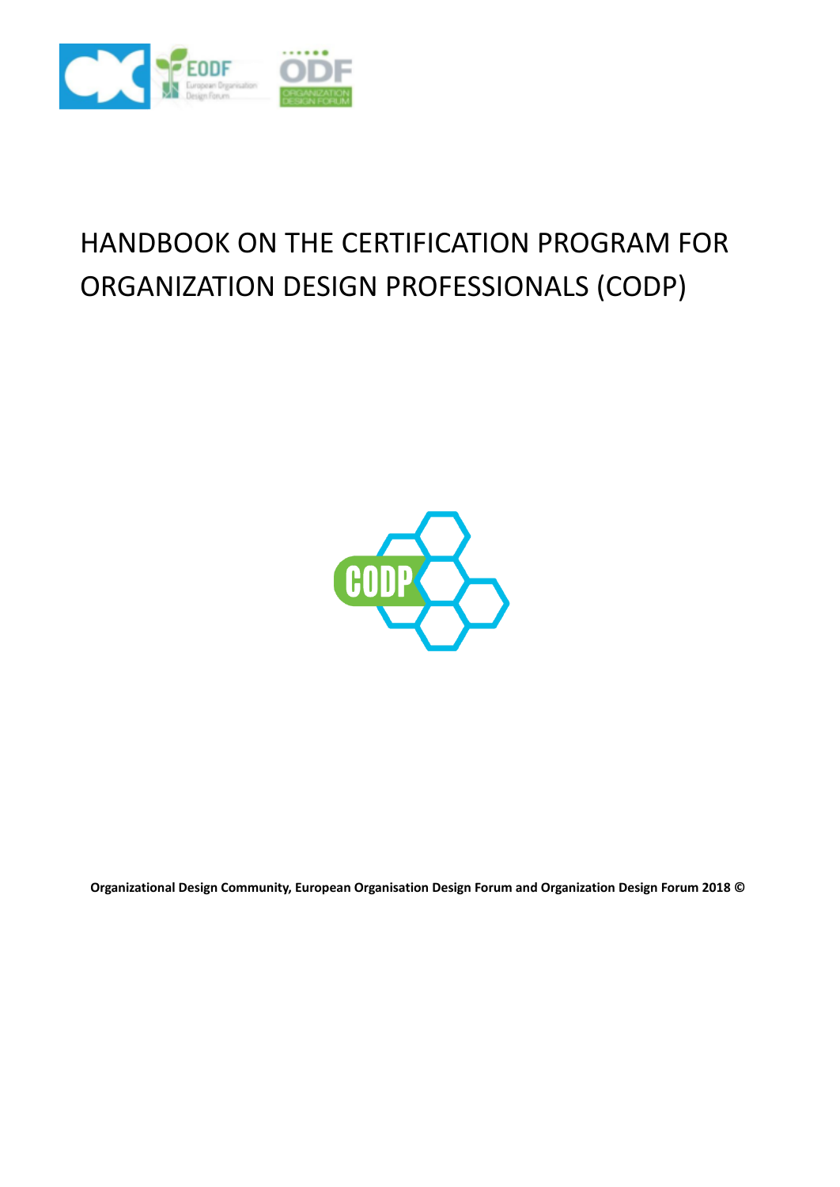# HANDBOOK ON THE CERTIFICATION PROGRAM FOR ORGANIZATION DESIGN PROFESSIONALS (CODP)

**Organizational Design Community, European Organisation Design Forum and Organization Design Forum 2018 ©**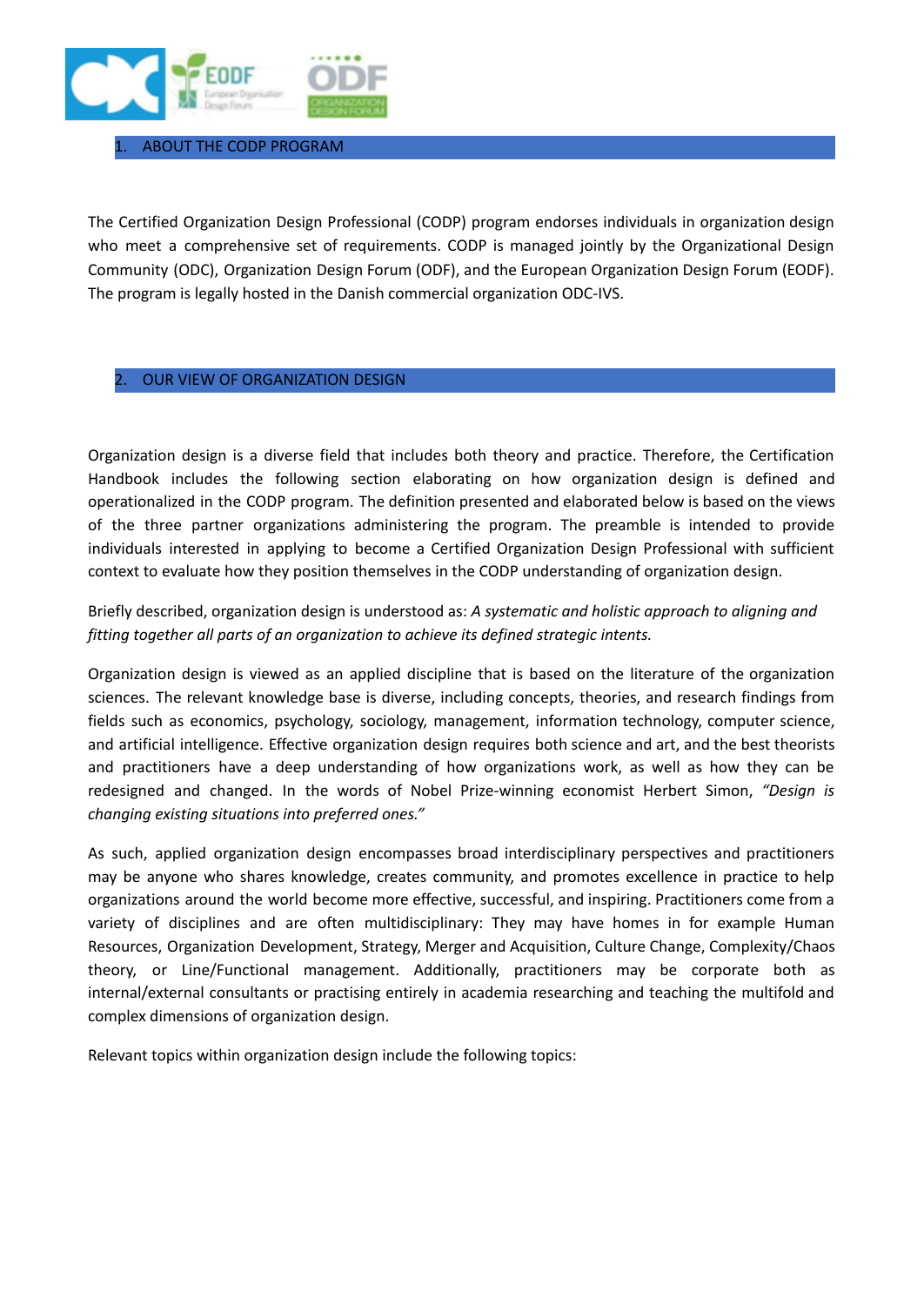## 1. ABOUT THE CODP PROGRAM

The Certified Organization Design Professional (CODP) program endorses individuals in organization design who meet a comprehensive set of requirements. CODP is managed jointly by the Organizational Design Community (ODC), Organization Design Forum (ODF), and the European Organization Design Forum (EODF). The program is legally hosted in the Danish commercial organization ODC-IVS.

## 2. OUR VIEW OF ORGANIZATION DESIGN

Organization design is a diverse field that includes both theory and practice. Therefore, the Certification Handbook includes the following section elaborating on how organization design is defined and operationalized in the CODP program. The definition presented and elaborated below is based on the views of the three partner organizations administering the program. The preamble is intended to provide individuals interested in applying to become a Certified Organization Design Professional with sufficient context to evaluate how they position themselves in the CODP understanding of organization design.

Briefly described, organization design is understood as: *A systematic and holistic approach to aligning and fitting together all parts of an organization to achieve its defined strategic intents.*

Organization design is viewed as an applied discipline that is based on the literature of the organization sciences. The relevant knowledge base is diverse, including concepts, theories, and research findings from fields such as economics, psychology, sociology, management, information technology, computer science, and artificial intelligence. Effective organization design requires both science and art, and the best theorists and practitioners have a deep understanding of how organizations work, as well as how they can be redesigned and changed. In the words of Nobel Prize-winning economist Herbert Simon, *"Design is changing existing situations into preferred ones."*

As such, applied organization design encompasses broad interdisciplinary perspectives and practitioners may be anyone who shares knowledge, creates community, and promotes excellence in practice to help organizations around the world become more effective, successful, and inspiring. Practitioners come from a variety of disciplines and are often multidisciplinary: They may have homes in for example Human Resources, Organization Development, Strategy, Merger and Acquisition, Culture Change, Complexity/Chaos theory, or Line/Functional management. Additionally, practitioners may be corporate both as internal/external consultants or practising entirely in academia researching and teaching the multifold and complex dimensions of organization design.

Relevant topics within organization design include the following topics: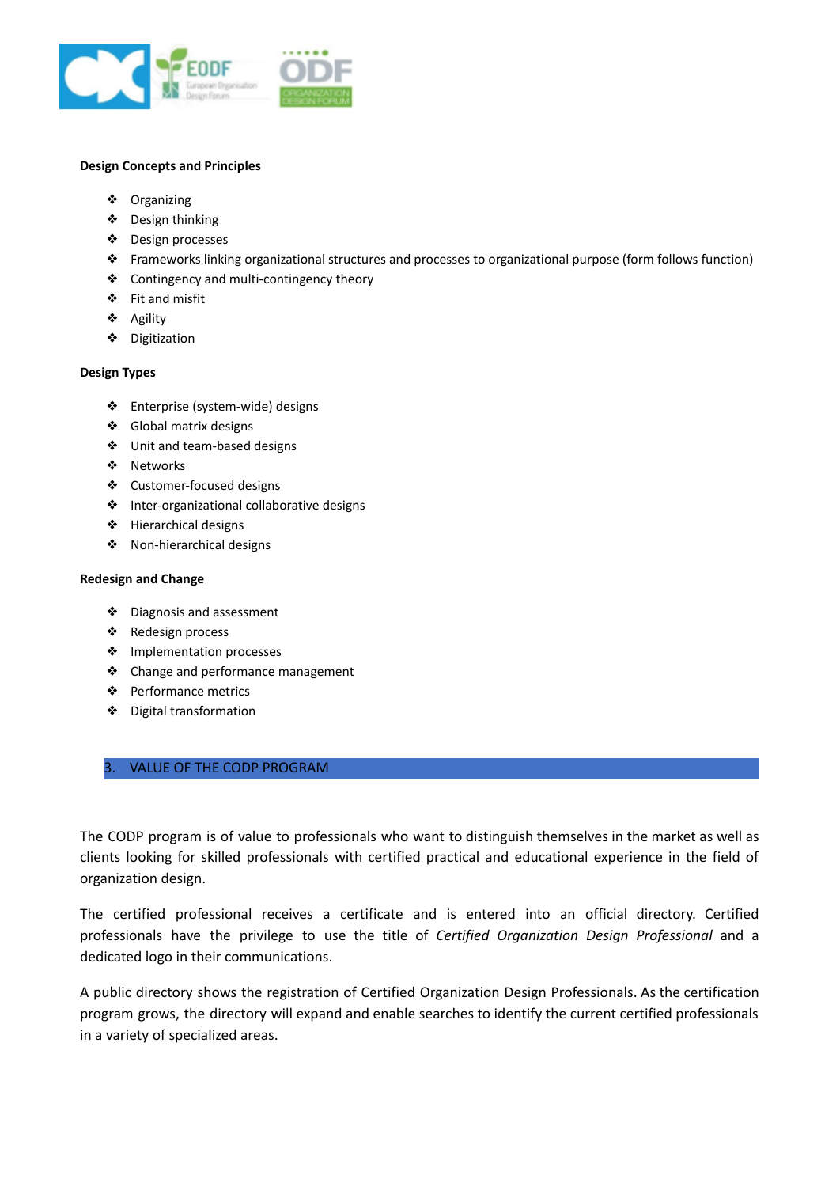**Design Concepts and Principles**

- Organizing
- Design thinking
- Design processes
- Frameworks linking organizational structures and processes to organizational purpose (form follows function)
- Contingency and multi-contingency theory
- Fit and misfit
- Agility
- Digitization

**Design Types**

- Enterprise (system-wide) designs
- Global matrix designs
- Unit and team-based designs
- Networks
- Customer-focused designs
- Inter-organizational collaborative designs
- Hierarchical designs
- Non-hierarchical designs

**Redesign and Change**

- Diagnosis and assessment
- Redesign process
- Implementation processes
- Change and performance management
- Performance metrics
- Digital transformation

## 3. VALUE OF THE CODP PROGRAM

The CODP program is of value to professionals who want to distinguish themselves in the market as well as clients looking for skilled professionals with certified practical and educational experience in the field of organization design.

The certified professional receives a certificate and is entered into an official directory. Certified professionals have the privilege to use the title of *Certified Organization Design Professional* and a dedicated logo in their communications.

A public directory shows the registration of Certified Organization Design Professionals. As the certification program grows, the directory will expand and enable searches to identify the current certified professionals in a variety of specialized areas.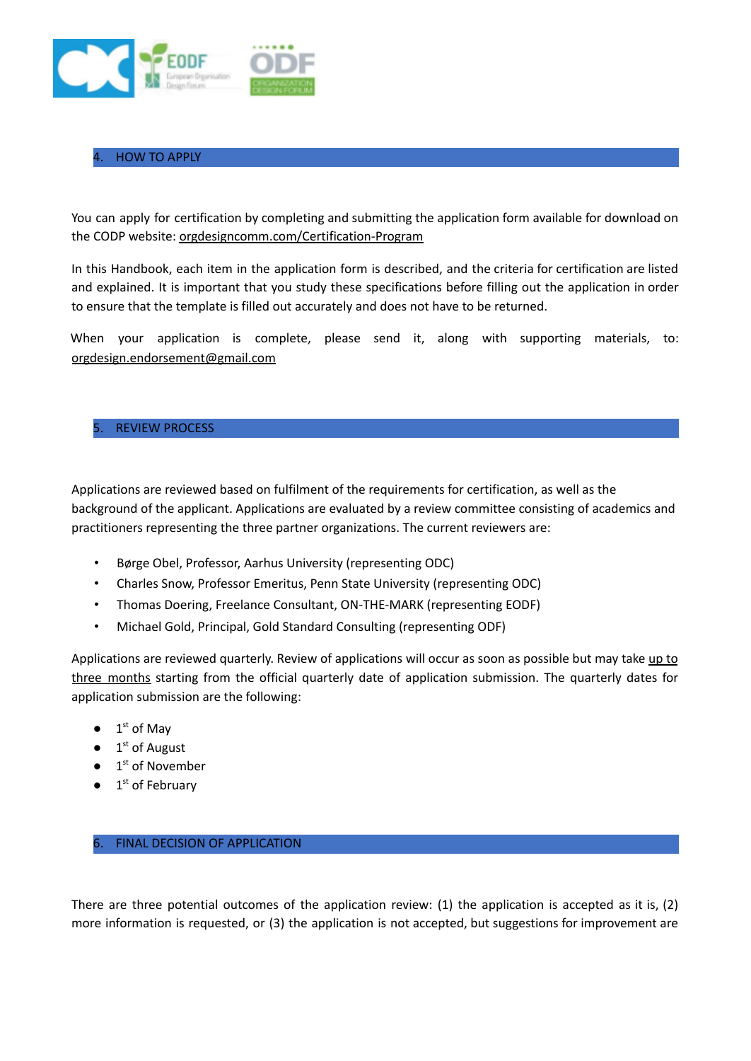## 4. HOW TO APPLY

You can apply for certification by completing and submitting the application form available for download on the CODP website: orgdesigncomm.com/Certification-Program

In this Handbook, each item in the application form is described, and the criteria for certification are listed and explained. It is important that you study these specifications before filling out the application in order to ensure that the template is filled out accurately and does not have to be returned.

When your application is complete, please send it, along with supporting materials, to: orgdesign.endorsement@gmail.com

## 5. REVIEW PROCESS

Applications are reviewed based on fulfilment of the requirements for certification, as well as the background of the applicant. Applications are evaluated by a review committee consisting of academics and practitioners representing the three partner organizations. The current reviewers are:

- Børge Obel, Professor, Aarhus University (representing ODC)
- Charles Snow, Professor Emeritus, Penn State University (representing ODC)
- Thomas Doering, Freelance Consultant, ON-THE-MARK (representing EODF)
- Michael Gold, Principal, Gold Standard Consulting (representing ODF)

Applications are reviewed quarterly. Review of applications will occur as soon as possible but may take up to three months starting from the official quarterly date of application submission. The quarterly dates for application submission are the following:

- 1st of May
- 1st of August
- 1st of November
- 1st of February

## 6. FINAL DECISION OF APPLICATION

There are three potential outcomes of the application review: (1) the application is accepted as it is, (2) more information is requested, or (3) the application is not accepted, but suggestions for improvement are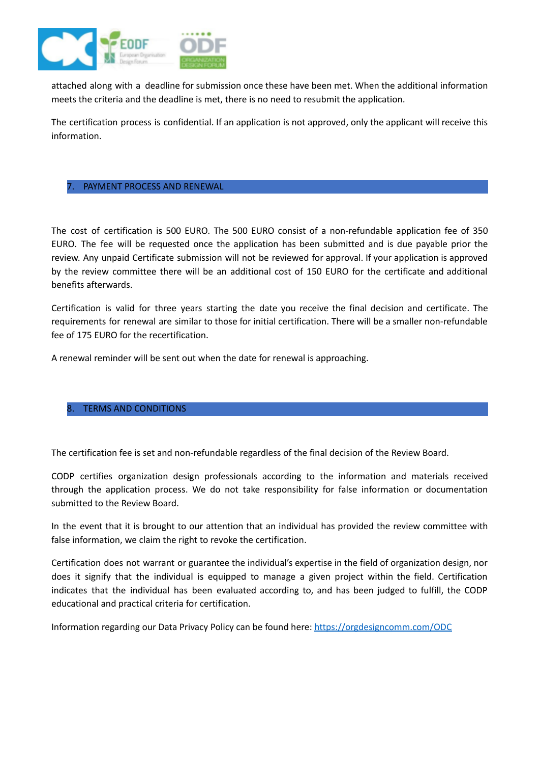attached along with a deadline for submission once these have been met. When the additional information meets the criteria and the deadline is met, there is no need to resubmit the application.

The certification process is confidential. If an application is not approved, only the applicant will receive this information.

## 7. PAYMENT PROCESS AND RENEWAL

The cost of certification is 500 EURO. The 500 EURO consist of a non-refundable application fee of 350 EURO. The fee will be requested once the application has been submitted and is due payable prior the review. Any unpaid Certificate submission will not be reviewed for approval. If your application is approved by the review committee there will be an additional cost of 150 EURO for the certificate and additional benefits afterwards.

Certification is valid for three years starting the date you receive the final decision and certificate. The requirements for renewal are similar to those for initial certification. There will be a smaller non-refundable fee of 175 EURO for the recertification.

A renewal reminder will be sent out when the date for renewal is approaching.

## 8. TERMS AND CONDITIONS

The certification fee is set and non-refundable regardless of the final decision of the Review Board.

CODP certifies organization design professionals according to the information and materials received through the application process. We do not take responsibility for false information or documentation submitted to the Review Board.

In the event that it is brought to our attention that an individual has provided the review committee with false information, we claim the right to revoke the certification.

Certification does not warrant or guarantee the individual's expertise in the field of organization design, nor does it signify that the individual is equipped to manage a given project within the field. Certification indicates that the individual has been evaluated according to, and has been judged to fulfill, the CODP educational and practical criteria for certification.

Information regarding our Data Privacy Policy can be found here: [https://orgdesigncomm.com/ODC](https://orgdesigncomm.com/ODC)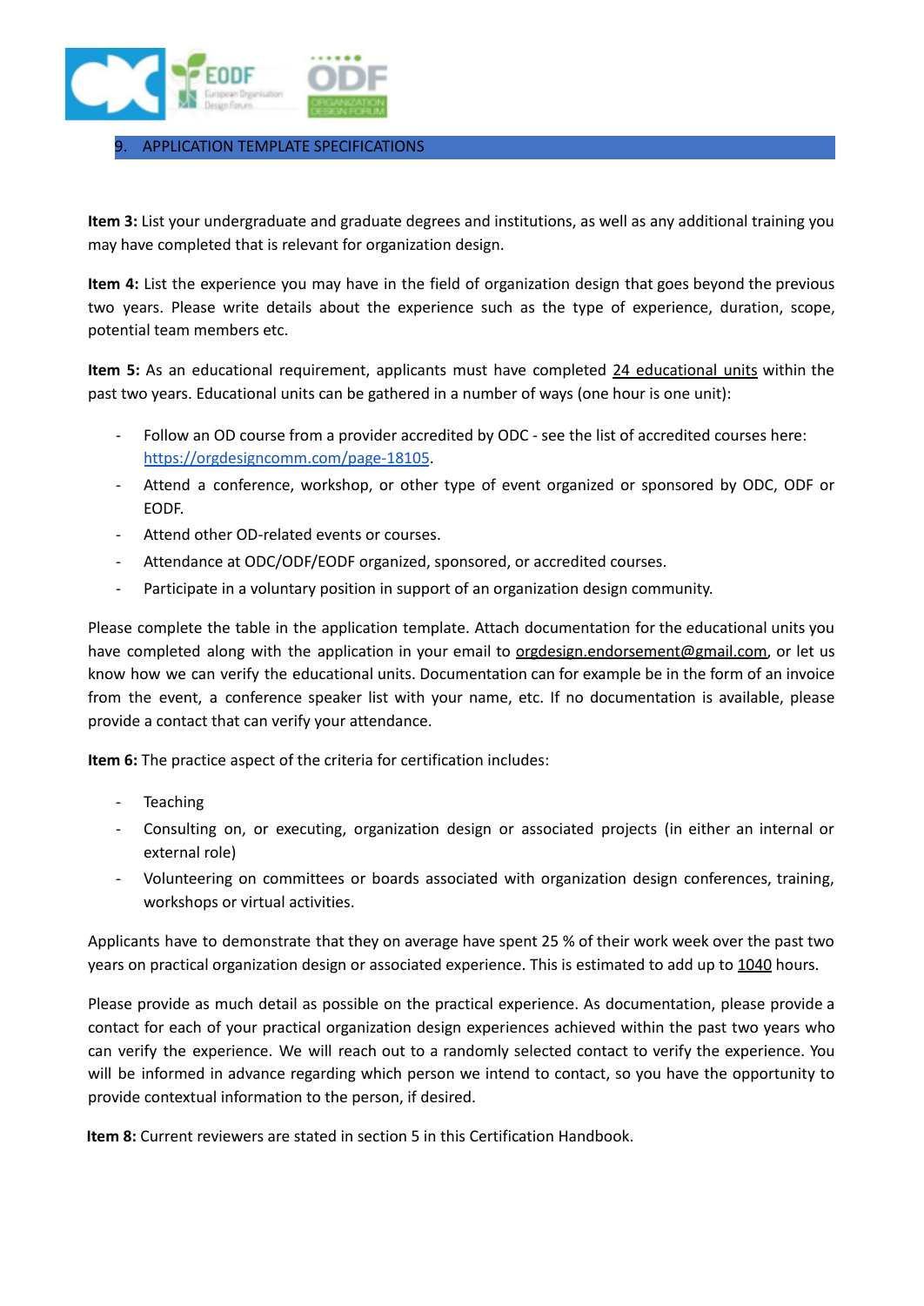## 9. APPLICATION TEMPLATE SPECIFICATIONS

**Item 3:** List your undergraduate and graduate degrees and institutions, as well as any additional training you may have completed that is relevant for organization design.

**Item 4:** List the experience you may have in the field of organization design that goes beyond the previous two years. Please write details about the experience such as the type of experience, duration, scope, potential team members etc.

**Item 5:** As an educational requirement, applicants must have completed 24 educational units within the past two years. Educational units can be gathered in a number of ways (one hour is one unit):

- Follow an OD course from a provider accredited by ODC - see the list of accredited courses here: https://orgdesigncomm.com/page-18105.
- Attend a conference, workshop, or other type of event organized or sponsored by ODC, ODF or EODF.
- Attend other OD-related events or courses.
- Attendance at ODC/ODF/EODF organized, sponsored, or accredited courses.
- Participate in a voluntary position in support of an organization design community.

Please complete the table in the application template. Attach documentation for the educational units you have completed along with the application in your email to orgdesign.endorsement@gmail.com, or let us know how we can verify the educational units. Documentation can for example be in the form of an invoice from the event, a conference speaker list with your name, etc. If no documentation is available, please provide a contact that can verify your attendance.

**Item 6:** The practice aspect of the criteria for certification includes:

- Teaching
- Consulting on, or executing, organization design or associated projects (in either an internal or external role)
- Volunteering on committees or boards associated with organization design conferences, training, workshops or virtual activities.

Applicants have to demonstrate that they on average have spent 25 % of their work week over the past two years on practical organization design or associated experience. This is estimated to add up to 1040 hours.

Please provide as much detail as possible on the practical experience. As documentation, please provide a contact for each of your practical organization design experiences achieved within the past two years who can verify the experience. We will reach out to a randomly selected contact to verify the experience. You will be informed in advance regarding which person we intend to contact, so you have the opportunity to provide contextual information to the person, if desired.

**Item 8:** Current reviewers are stated in section 5 in this Certification Handbook.